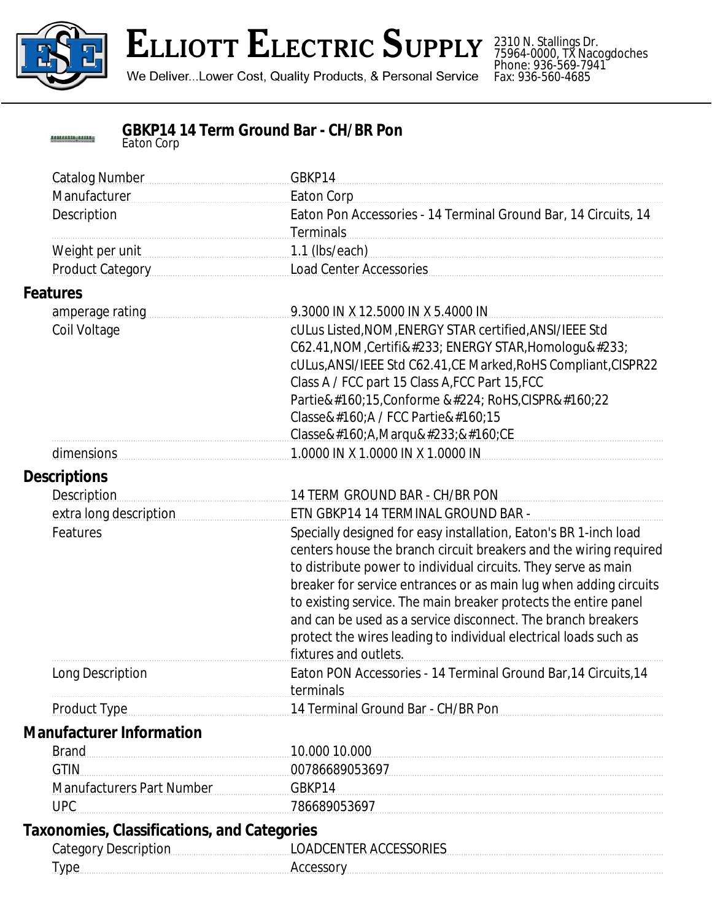# ELLIOTT ELECTRIC SUPPLY

We Deliver...Lower Cost, Quality Products, & Personal Service

2310 N. Stallings Dr.
75964-0000, TX Nacogdoches
Phone: 936-569-7941
Fax: 936-560-4685

## GBKP14 14 Term Ground Bar - CH/BR Pon

Eaton Corp

| | |
|---|---|
| Catalog Number | GBKP14 |
| Manufacturer | Eaton Corp |
| Description | Eaton Pon Accessories - 14 Terminal Ground Bar, 14 Circuits, 14 Terminals |
| Weight per unit | 1.1 (lbs/each) |
| Product Category | Load Center Accessories |

### Features

| | |
|---|---|
| amperage rating | 9.3000 IN X 12.5000 IN X 5.4000 IN |
| Coil Voltage | cULus Listed,NOM,ENERGY STAR certified,ANSI/IEEE Std C62.41,NOM,Certifi&#233; ENERGY STAR,Homologu&#233; cULus,ANSI/IEEE Std C62.41,CE Marked,RoHS Compliant,CISPR22 Class A / FCC part 15 Class A,FCC Part 15,FCC Partie&#160;15,Conforme &#224; RoHS,CISPR&#160;22 Classe&#160;A / FCC Partie&#160;15 Classe&#160;A,Marqu&#233;&#160;CE |
| dimensions | 1.0000 IN X 1.0000 IN X 1.0000 IN |

### Descriptions

| | |
|---|---|
| Description | 14 TERM GROUND BAR - CH/BR PON |
| extra long description | ETN GBKP14 14 TERMINAL GROUND BAR - |
| Features | Specially designed for easy installation, Eaton's BR 1-inch load centers house the branch circuit breakers and the wiring required to distribute power to individual circuits. They serve as main breaker for service entrances or as main lug when adding circuits to existing service. The main breaker protects the entire panel and can be used as a service disconnect. The branch breakers protect the wires leading to individual electrical loads such as fixtures and outlets. |
| Long Description | Eaton PON Accessories - 14 Terminal Ground Bar,14 Circuits,14 terminals |
| Product Type | 14 Terminal Ground Bar - CH/BR Pon |

### Manufacturer Information

| | |
|---|---|
| Brand | 10.000 10.000 |
| GTIN | 00786689053697 |
| Manufacturers Part Number | GBKP14 |
| UPC | 786689053697 |

### Taxonomies, Classifications, and Categories

| | |
|---|---|
| Category Description | LOADCENTER ACCESSORIES |
| Type | Accessory |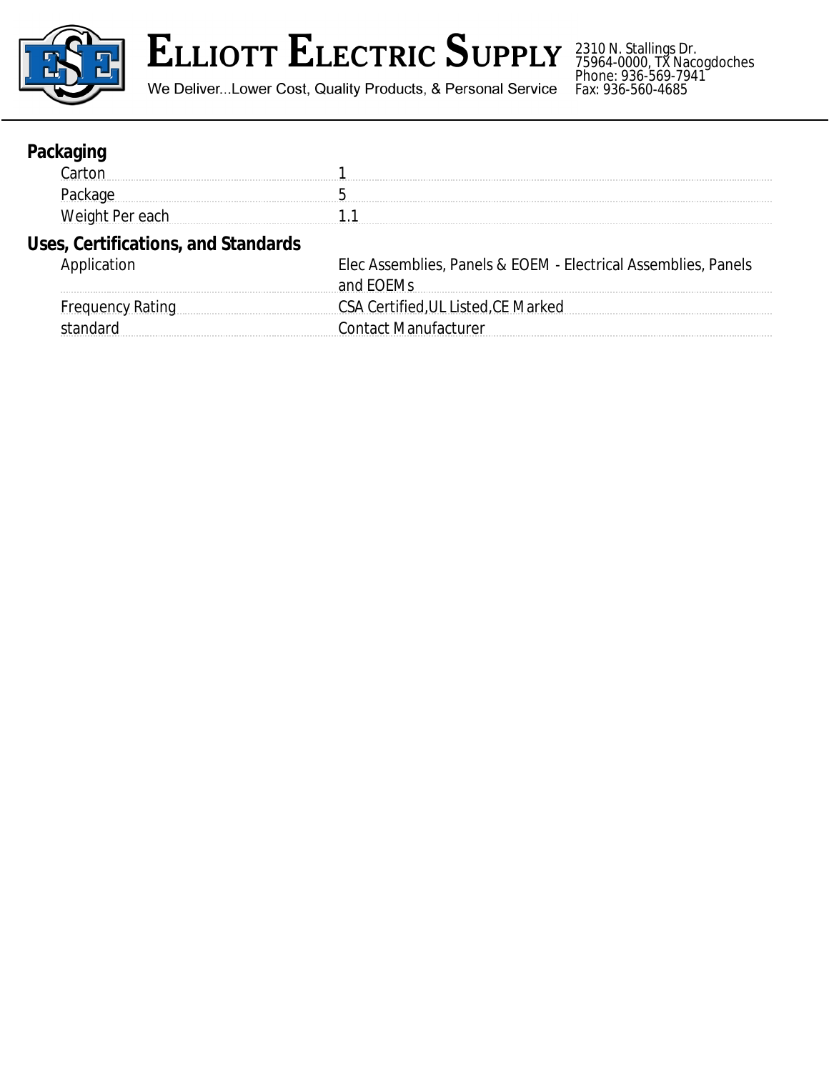## Packaging

| | |
|---|---|
| Carton | 1 |
| Package | 5 |
| Weight Per each | 1.1 |

## Uses, Certifications, and Standards

| | |
|---|---|
| Application | Elec Assemblies, Panels & EOEM - Electrical Assemblies, Panels and EOEMs |
| Frequency Rating | CSA Certified,UL Listed,CE Marked |
| standard | Contact Manufacturer |